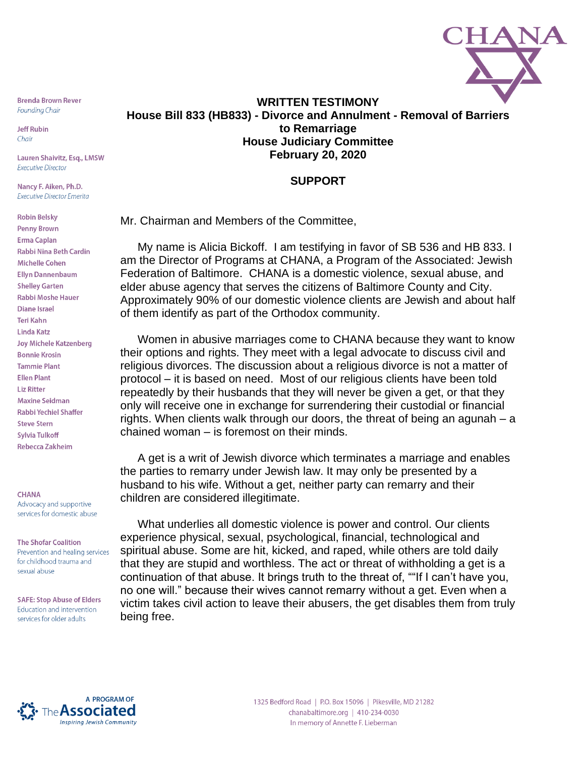CHANA

Brenda Brown Rever
*Founding Chair*

Jeff Rubin
*Chair*

Lauren Shaivitz, Esq., LMSW
*Executive Director*

Nancy F. Aiken, Ph.D.
*Executive Director Emerita*

Robin Belsky
Penny Brown
Erma Caplan
Rabbi Nina Beth Cardin
Michelle Cohen
Ellyn Dannenbaum
Shelley Garten
Rabbi Moshe Hauer
Diane Israel
Teri Kahn
Linda Katz
Joy Michele Katzenberg
Bonnie Krosin
Tammie Plant
Ellen Plant
Liz Ritter
Maxine Seidman
Rabbi Yechiel Shaffer
Steve Stern
Sylvia Tulkoff
Rebecca Zakheim

**CHANA**
Advocacy and supportive services for domestic abuse

**The Shofar Coalition**
Prevention and healing services for childhood trauma and sexual abuse

**SAFE: Stop Abuse of Elders**
Education and intervention services for older adults

**WRITTEN TESTIMONY**
**House Bill 833 (HB833) - Divorce and Annulment - Removal of Barriers to Remarriage**
**House Judiciary Committee**
**February 20, 2020**

**SUPPORT**

Mr. Chairman and Members of the Committee,

My name is Alicia Bickoff. I am testifying in favor of SB 536 and HB 833. I am the Director of Programs at CHANA, a Program of the Associated: Jewish Federation of Baltimore. CHANA is a domestic violence, sexual abuse, and elder abuse agency that serves the citizens of Baltimore County and City. Approximately 90% of our domestic violence clients are Jewish and about half of them identify as part of the Orthodox community.

Women in abusive marriages come to CHANA because they want to know their options and rights. They meet with a legal advocate to discuss civil and religious divorces. The discussion about a religious divorce is not a matter of protocol – it is based on need. Most of our religious clients have been told repeatedly by their husbands that they will never be given a get, or that they only will receive one in exchange for surrendering their custodial or financial rights. When clients walk through our doors, the threat of being an agunah – a chained woman – is foremost on their minds.

A get is a writ of Jewish divorce which terminates a marriage and enables the parties to remarry under Jewish law. It may only be presented by a husband to his wife. Without a get, neither party can remarry and their children are considered illegitimate.

What underlies all domestic violence is power and control. Our clients experience physical, sexual, psychological, financial, technological and spiritual abuse. Some are hit, kicked, and raped, while others are told daily that they are stupid and worthless. The act or threat of withholding a get is a continuation of that abuse. It brings truth to the threat of, ""If I can't have you, no one will." because their wives cannot remarry without a get. Even when a victim takes civil action to leave their abusers, the get disables them from truly being free.

A PROGRAM OF The Associated *Inspiring Jewish Community*

1325 Bedford Road | P.O. Box 15096 | Pikesville, MD 21282
chanabaltimore.org | 410-234-0030
In memory of Annette F. Lieberman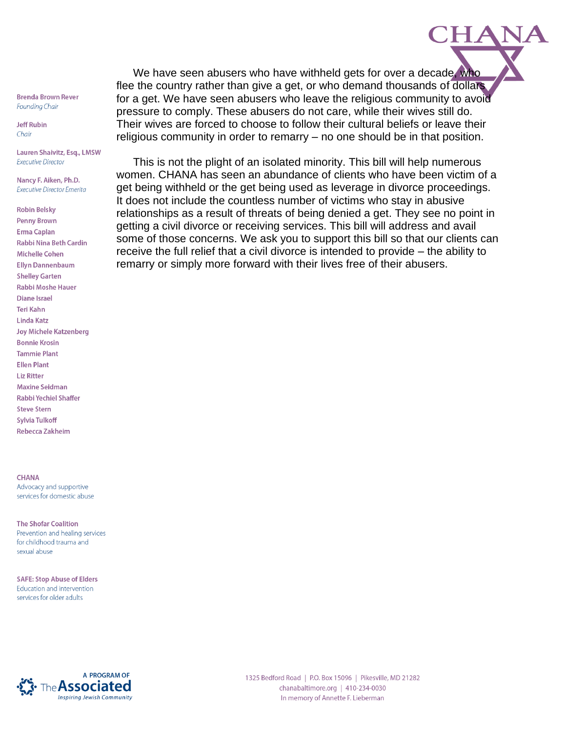CHANA

Brenda Brown Rever
*Founding Chair*

Jeff Rubin
*Chair*

Lauren Shaivitz, Esq., LMSW
*Executive Director*

Nancy F. Aiken, Ph.D.
*Executive Director Emerita*

Robin Belsky
Penny Brown
Erma Caplan
Rabbi Nina Beth Cardin
Michelle Cohen
Ellyn Dannenbaum
Shelley Garten
Rabbi Moshe Hauer
Diane Israel
Teri Kahn
Linda Katz
Joy Michele Katzenberg
Bonnie Krosin
Tammie Plant
Ellen Plant
Liz Ritter
Maxine Seidman
Rabbi Yechiel Shaffer
Steve Stern
Sylvia Tulkoff
Rebecca Zakheim

**CHANA**
Advocacy and supportive services for domestic abuse

**The Shofar Coalition**
Prevention and healing services for childhood trauma and sexual abuse

**SAFE: Stop Abuse of Elders**
Education and intervention services for older adults

We have seen abusers who have withheld gets for over a decade, who flee the country rather than give a get, or who demand thousands of dollars for a get. We have seen abusers who leave the religious community to avoid pressure to comply. These abusers do not care, while their wives still do. Their wives are forced to choose to follow their cultural beliefs or leave their religious community in order to remarry – no one should be in that position.

This is not the plight of an isolated minority. This bill will help numerous women. CHANA has seen an abundance of clients who have been victim of a get being withheld or the get being used as leverage in divorce proceedings. It does not include the countless number of victims who stay in abusive relationships as a result of threats of being denied a get. They see no point in getting a civil divorce or receiving services. This bill will address and avail some of those concerns. We ask you to support this bill so that our clients can receive the full relief that a civil divorce is intended to provide – the ability to remarry or simply more forward with their lives free of their abusers.

A PROGRAM OF The Associated
*Inspiring Jewish Community*

1325 Bedford Road | P.O. Box 15096 | Pikesville, MD 21282
chanabaltimore.org | 410-234-0030
In memory of Annette F. Lieberman